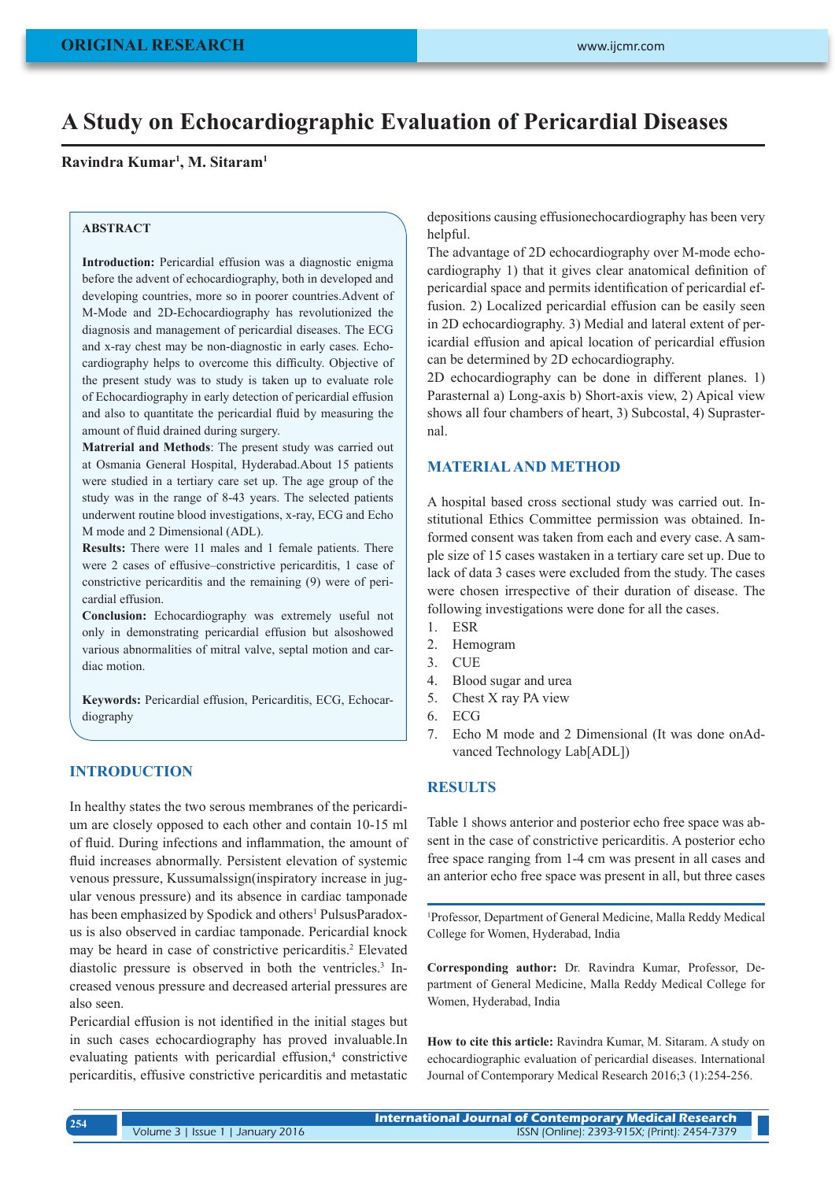ORIGINAL RESEARCH

# A Study on Echocardiographic Evaluation of Pericardial Diseases

**Ravindra Kumar[1], M. Sitaram[1]**

## ABSTRACT

**Introduction:** Pericardial effusion was a diagnostic enigma before the advent of echocardiography, both in developed and developing countries, more so in poorer countries.Advent of M-Mode and 2D-Echocardiography has revolutionized the diagnosis and management of pericardial diseases. The ECG and x-ray chest may be non-diagnostic in early cases. Echocardiography helps to overcome this difficulty. Objective of the present study was to study is taken up to evaluate role of Echocardiography in early detection of pericardial effusion and also to quantitate the pericardial fluid by measuring the amount of fluid drained during surgery.

**Matrerial and Methods**: The present study was carried out at Osmania General Hospital, Hyderabad.About 15 patients were studied in a tertiary care set up. The age group of the study was in the range of 8-43 years. The selected patients underwent routine blood investigations, x-ray, ECG and Echo M mode and 2 Dimensional (ADL).

**Results:** There were 11 males and 1 female patients. There were 2 cases of effusive–constrictive pericarditis, 1 case of constrictive pericarditis and the remaining (9) were of pericardial effusion.

**Conclusion:** Echocardiography was extremely useful not only in demonstrating pericardial effusion but alsoshowed various abnormalities of mitral valve, septal motion and cardiac motion.

**Keywords:** Pericardial effusion, Pericarditis, ECG, Echocardiography

## INTRODUCTION

In healthy states the two serous membranes of the pericardium are closely opposed to each other and contain 10-15 ml of fluid. During infections and inflammation, the amount of fluid increases abnormally. Persistent elevation of systemic venous pressure, Kussumalssign(inspiratory increase in jugular venous pressure) and its absence in cardiac tamponade has been emphasized by Spodick and others[1] PulsusParadoxus is also observed in cardiac tamponade. Pericardial knock may be heard in case of constrictive pericarditis.[2] Elevated diastolic pressure is observed in both the ventricles.[3] Increased venous pressure and decreased arterial pressures are also seen.

Pericardial effusion is not identified in the initial stages but in such cases echocardiography has proved invaluable.In evaluating patients with pericardial effusion,[4] constrictive pericarditis, effusive constrictive pericarditis and metastatic depositions causing effusionechocardiography has been very helpful.

The advantage of 2D echocardiography over M-mode echocardiography 1) that it gives clear anatomical definition of pericardial space and permits identification of pericardial effusion. 2) Localized pericardial effusion can be easily seen in 2D echocardiography. 3) Medial and lateral extent of pericardial effusion and apical location of pericardial effusion can be determined by 2D echocardiography.

2D echocardiography can be done in different planes. 1) Parasternal a) Long-axis b) Short-axis view, 2) Apical view shows all four chambers of heart, 3) Subcostal, 4) Suprasternal.

## MATERIAL AND METHOD

A hospital based cross sectional study was carried out. Institutional Ethics Committee permission was obtained. Informed consent was taken from each and every case. A sample size of 15 cases wastaken in a tertiary care set up. Due to lack of data 3 cases were excluded from the study. The cases were chosen irrespective of their duration of disease. The following investigations were done for all the cases.

1. ESR
2. Hemogram
3. CUE
4. Blood sugar and urea
5. Chest X ray PA view
6. ECG
7. Echo M mode and 2 Dimensional (It was done onAdvanced Technology Lab[ADL])

## RESULTS

Table 1 shows anterior and posterior echo free space was absent in the case of constrictive pericarditis. A posterior echo free space ranging from 1-4 cm was present in all cases and an anterior echo free space was present in all, but three cases

[1]Professor, Department of General Medicine, Malla Reddy Medical College for Women, Hyderabad, India

**Corresponding author:** Dr. Ravindra Kumar, Professor, Department of General Medicine, Malla Reddy Medical College for Women, Hyderabad, India

**How to cite this article:** Ravindra Kumar, M. Sitaram. A study on echocardiographic evaluation of pericardial diseases. International Journal of Contemporary Medical Research 2016;3 (1):254-256.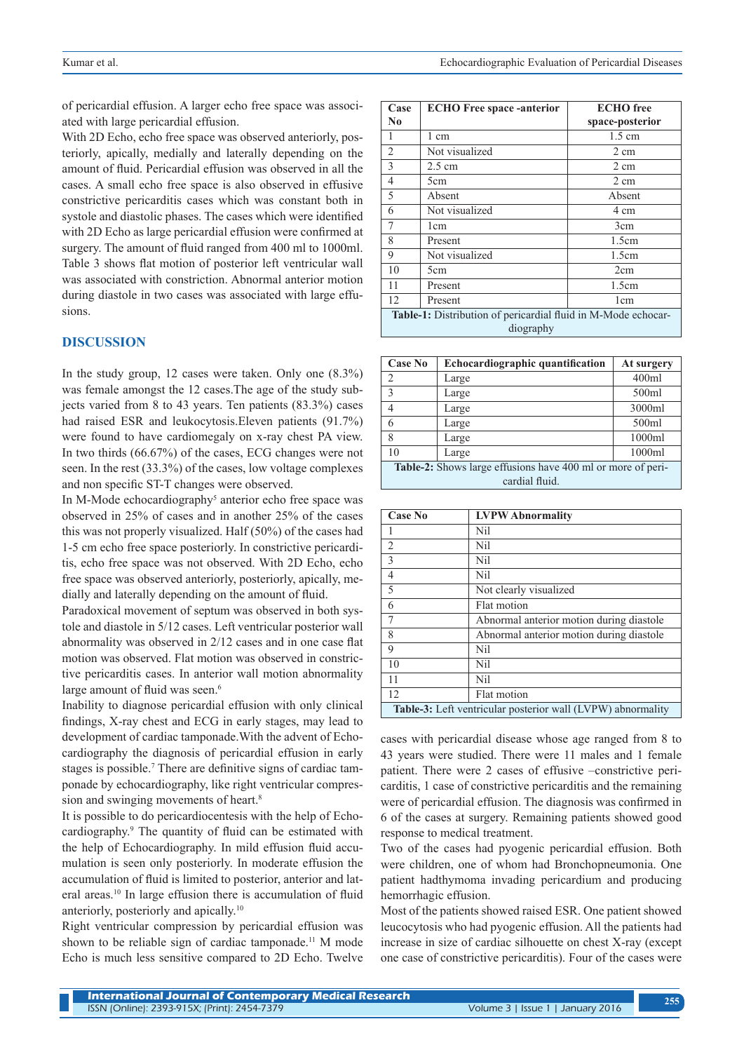of pericardial effusion. A larger echo free space was associated with large pericardial effusion.

With 2D Echo, echo free space was observed anteriorly, posteriorly, apically, medially and laterally depending on the amount of fluid. Pericardial effusion was observed in all the cases. A small echo free space is also observed in effusive constrictive pericarditis cases which was constant both in systole and diastolic phases. The cases which were identified with 2D Echo as large pericardial effusion were confirmed at surgery. The amount of fluid ranged from 400 ml to 1000ml. Table 3 shows flat motion of posterior left ventricular wall was associated with constriction. Abnormal anterior motion during diastole in two cases was associated with large effusions.

| Case No | ECHO Free space -anterior | ECHO free space-posterior |
|---|---|---|
| 1 | 1 cm | 1.5 cm |
| 2 | Not visualized | 2 cm |
| 3 | 2.5 cm | 2 cm |
| 4 | 5cm | 2 cm |
| 5 | Absent | Absent |
| 6 | Not visualized | 4 cm |
| 7 | 1cm | 3cm |
| 8 | Present | 1.5cm |
| 9 | Not visualized | 1.5cm |
| 10 | 5cm | 2cm |
| 11 | Present | 1.5cm |
| 12 | Present | 1cm |

**Table-1:** Distribution of pericardial fluid in M-Mode echocardiography

| Case No | Echocardiographic quantification | At surgery |
|---|---|---|
| 2 | Large | 400ml |
| 3 | Large | 500ml |
| 4 | Large | 3000ml |
| 6 | Large | 500ml |
| 8 | Large | 1000ml |
| 10 | Large | 1000ml |

**Table-2:** Shows large effusions have 400 ml or more of pericardial fluid.

| Case No | LVPW Abnormality |
|---|---|
| 1 | Nil |
| 2 | Nil |
| 3 | Nil |
| 4 | Nil |
| 5 | Not clearly visualized |
| 6 | Flat motion |
| 7 | Abnormal anterior motion during diastole |
| 8 | Abnormal anterior motion during diastole |
| 9 | Nil |
| 10 | Nil |
| 11 | Nil |
| 12 | Flat motion |

**Table-3:** Left ventricular posterior wall (LVPW) abnormality

## DISCUSSION

In the study group, 12 cases were taken. Only one (8.3%) was female amongst the 12 cases.The age of the study subjects varied from 8 to 43 years. Ten patients (83.3%) cases had raised ESR and leukocytosis.Eleven patients (91.7%) were found to have cardiomegaly on x-ray chest PA view. In two thirds (66.67%) of the cases, ECG changes were not seen. In the rest (33.3%) of the cases, low voltage complexes and non specific ST-T changes were observed.

In M-Mode echocardiography[5] anterior echo free space was observed in 25% of cases and in another 25% of the cases this was not properly visualized. Half (50%) of the cases had 1-5 cm echo free space posteriorly. In constrictive pericarditis, echo free space was not observed. With 2D Echo, echo free space was observed anteriorly, posteriorly, apically, medially and laterally depending on the amount of fluid.

Paradoxical movement of septum was observed in both systole and diastole in 5/12 cases. Left ventricular posterior wall abnormality was observed in 2/12 cases and in one case flat motion was observed. Flat motion was observed in constrictive pericarditis cases. In anterior wall motion abnormality large amount of fluid was seen.[6]

Inability to diagnose pericardial effusion with only clinical findings, X-ray chest and ECG in early stages, may lead to development of cardiac tamponade.With the advent of Echocardiography the diagnosis of pericardial effusion in early stages is possible.[7] There are definitive signs of cardiac tamponade by echocardiography, like right ventricular compression and swinging movements of heart.[8]

It is possible to do pericardiocentesis with the help of Echocardiography.[9] The quantity of fluid can be estimated with the help of Echocardiography. In mild effusion fluid accumulation is seen only posteriorly. In moderate effusion the accumulation of fluid is limited to posterior, anterior and lateral areas.[10] In large effusion there is accumulation of fluid anteriorly, posteriorly and apically.[10]

Right ventricular compression by pericardial effusion was shown to be reliable sign of cardiac tamponade.[11] M mode Echo is much less sensitive compared to 2D Echo. Twelve cases with pericardial disease whose age ranged from 8 to 43 years were studied. There were 11 males and 1 female patient. There were 2 cases of effusive –constrictive pericarditis, 1 case of constrictive pericarditis and the remaining were of pericardial effusion. The diagnosis was confirmed in 6 of the cases at surgery. Remaining patients showed good response to medical treatment.

Two of the cases had pyogenic pericardial effusion. Both were children, one of whom had Bronchopneumonia. One patient hadthymoma invading pericardium and producing hemorrhagic effusion.

Most of the patients showed raised ESR. One patient showed leucocytosis who had pyogenic effusion. All the patients had increase in size of cardiac silhouette on chest X-ray (except one case of constrictive pericarditis). Four of the cases were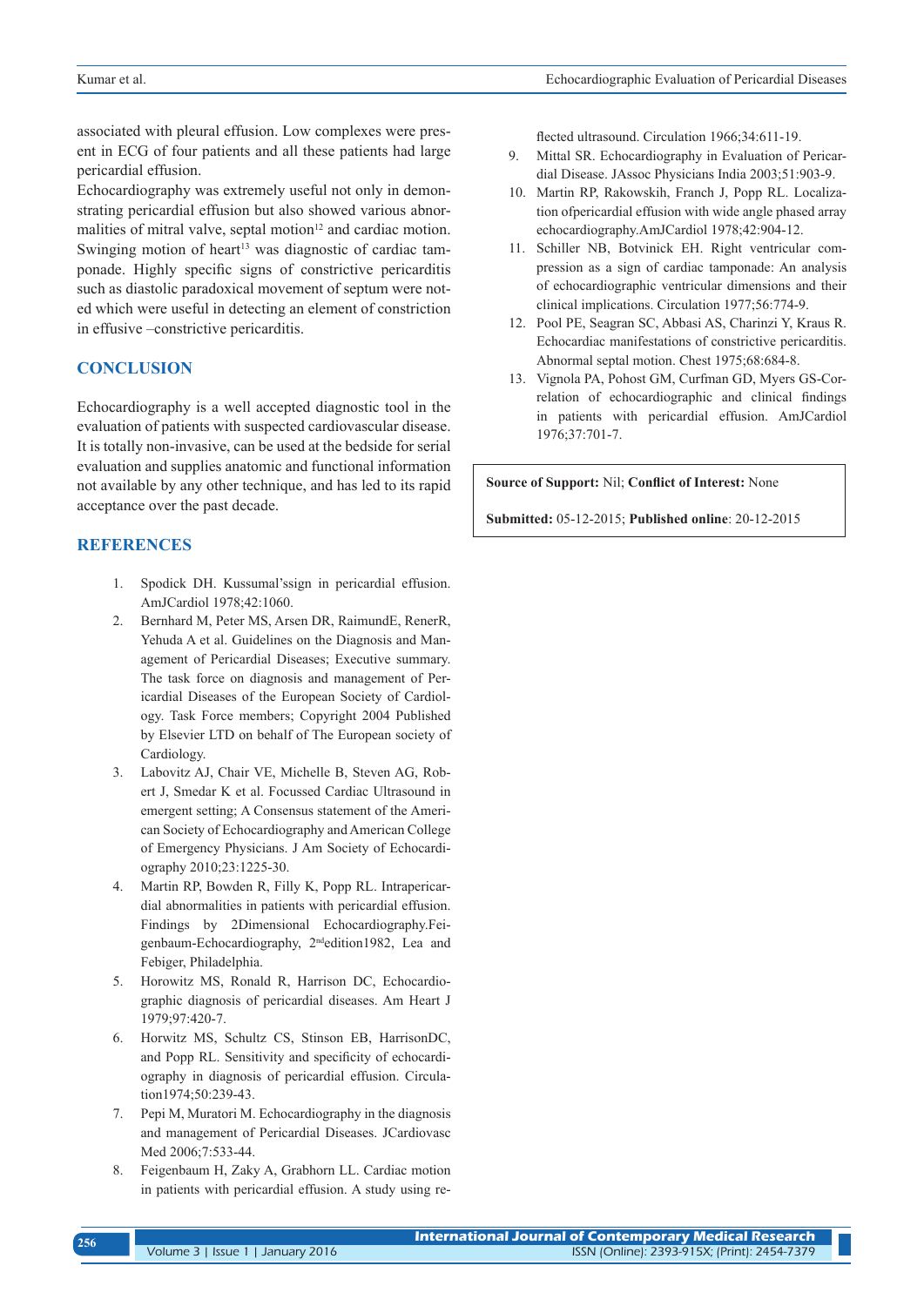associated with pleural effusion. Low complexes were present in ECG of four patients and all these patients had large pericardial effusion.

Echocardiography was extremely useful not only in demonstrating pericardial effusion but also showed various abnormalities of mitral valve, septal motion[12] and cardiac motion. Swinging motion of heart[13] was diagnostic of cardiac tamponade. Highly specific signs of constrictive pericarditis such as diastolic paradoxical movement of septum were noted which were useful in detecting an element of constriction in effusive –constrictive pericarditis.

## CONCLUSION

Echocardiography is a well accepted diagnostic tool in the evaluation of patients with suspected cardiovascular disease. It is totally non-invasive, can be used at the bedside for serial evaluation and supplies anatomic and functional information not available by any other technique, and has led to its rapid acceptance over the past decade.

## REFERENCES

1. Spodick DH. Kussumal'ssign in pericardial effusion. AmJCardiol 1978;42:1060.
2. Bernhard M, Peter MS, Arsen DR, RaimundE, RenerR, Yehuda A et al. Guidelines on the Diagnosis and Management of Pericardial Diseases; Executive summary. The task force on diagnosis and management of Pericardial Diseases of the European Society of Cardiology. Task Force members; Copyright 2004 Published by Elsevier LTD on behalf of The European society of Cardiology.
3. Labovitz AJ, Chair VE, Michelle B, Steven AG, Robert J, Smedar K et al. Focussed Cardiac Ultrasound in emergent setting; A Consensus statement of the American Society of Echocardiography and American College of Emergency Physicians. J Am Society of Echocardiography 2010;23:1225-30.
4. Martin RP, Bowden R, Filly K, Popp RL. Intrapericardial abnormalities in patients with pericardial effusion. Findings by 2Dimensional Echocardiography.Feigenbaum-Echocardiography, 2ndedition1982, Lea and Febiger, Philadelphia.
5. Horowitz MS, Ronald R, Harrison DC, Echocardiographic diagnosis of pericardial diseases. Am Heart J 1979;97:420-7.
6. Horwitz MS, Schultz CS, Stinson EB, HarrisonDC, and Popp RL. Sensitivity and specificity of echocardiography in diagnosis of pericardial effusion. Circulation1974;50:239-43.
7. Pepi M, Muratori M. Echocardiography in the diagnosis and management of Pericardial Diseases. JCardiovasc Med 2006;7:533-44.
8. Feigenbaum H, Zaky A, Grabhorn LL. Cardiac motion in patients with pericardial effusion. A study using reflected ultrasound. Circulation 1966;34:611-19.
9. Mittal SR. Echocardiography in Evaluation of Pericardial Disease. JAssoc Physicians India 2003;51:903-9.
10. Martin RP, Rakowskih, Franch J, Popp RL. Localization ofpericardial effusion with wide angle phased array echocardiography.AmJCardiol 1978;42:904-12.
11. Schiller NB, Botvinick EH. Right ventricular compression as a sign of cardiac tamponade: An analysis of echocardiographic ventricular dimensions and their clinical implications. Circulation 1977;56:774-9.
12. Pool PE, Seagran SC, Abbasi AS, Charinzi Y, Kraus R. Echocardiac manifestations of constrictive pericarditis. Abnormal septal motion. Chest 1975;68:684-8.
13. Vignola PA, Pohost GM, Curfman GD, Myers GS-Correlation of echocardiographic and clinical findings in patients with pericardial effusion. AmJCardiol 1976;37:701-7.

**Source of Support:** Nil; **Conflict of Interest:** None

**Submitted:** 05-12-2015; **Published online**: 20-12-2015